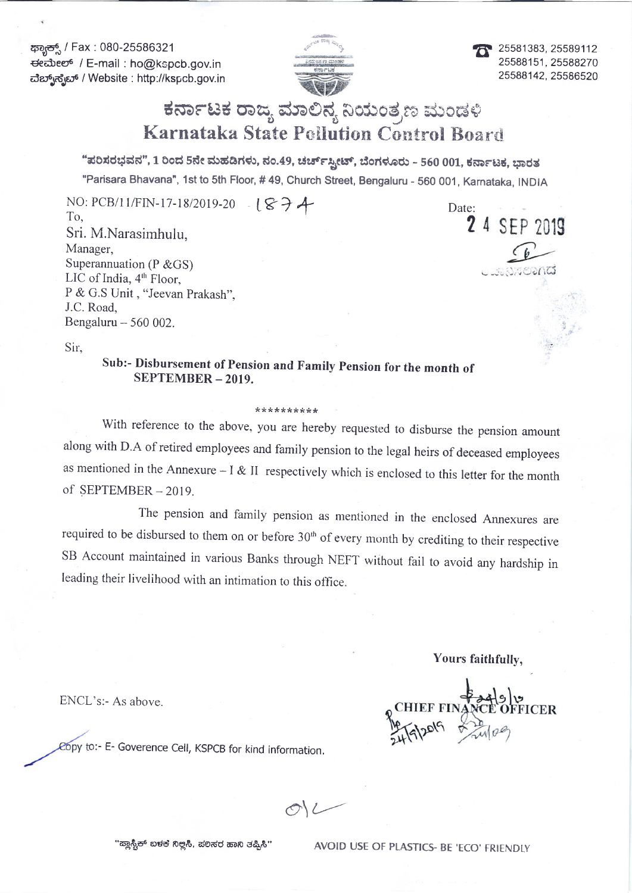ಫ್ಯಾಕ್ಸ್ / Fax : 080-25586321
ಈಮೇಲ್ / E-mail : ho@kspcb.gov.in
ವೆಬ್‌ಸೈಟ್ / Website : http://kspcb.gov.in

25581383, 25589112
25588151, 25588270
25588142, 25586520

# ಕರ್ನಾಟಕ ರಾಜ್ಯ ಮಾಲಿನ್ಯ ನಿಯಂತ್ರಣ ಮಂಡಳಿ
# Karnataka State Pollution Control Board

**"ಪರಿಸರಭವನ", 1 ರಿಂದ 5ನೇ ಮಹಡಿಗಳು, ನಂ.49, ಚರ್ಚ್‌ಸ್ಟ್ರೀಟ್, ಬೆಂಗಳೂರು - 560 001, ಕರ್ನಾಟಕ, ಭಾರತ**
"Parisara Bhavana", 1st to 5th Floor, # 49, Church Street, Bengaluru - 560 001, Karnataka, INDIA

NO: PCB/11/FIN-17-18/2019-20 1874

Date: **24 SEP 2019**

To,
Sri. M.Narasimhulu,
Manager,
Superannuation (P &GS)
LIC of India, 4th Floor,
P & G.S Unit , "Jeevan Prakash",
J.C. Road,
Bengaluru – 560 002.

Sir,

**Sub:- Disbursement of Pension and Family Pension for the month of SEPTEMBER – 2019.**

**********

With reference to the above, you are hereby requested to disburse the pension amount along with D.A of retired employees and family pension to the legal heirs of deceased employees as mentioned in the Annexure – I & II respectively which is enclosed to this letter for the month of SEPTEMBER – 2019.

The pension and family pension as mentioned in the enclosed Annexures are required to be disbursed to them on or before 30th of every month by crediting to their respective SB Account maintained in various Banks through NEFT without fail to avoid any hardship in leading their livelihood with an intimation to this office.

**Yours faithfully,**

**CHIEF FINANCE OFFICER**

ENCL's:- As above.

Copy to:- E- Goverence Cell, KSPCB for kind information.

"ಪ್ಲಾಸ್ಟಿಕ್ ಬಳಕೆ ನಿಲ್ಲಿಸಿ, ಪರಿಸರ ಹಾನಿ ತಪ್ಪಿಸಿ"    AVOID USE OF PLASTICS- BE 'ECO' FRIENDLY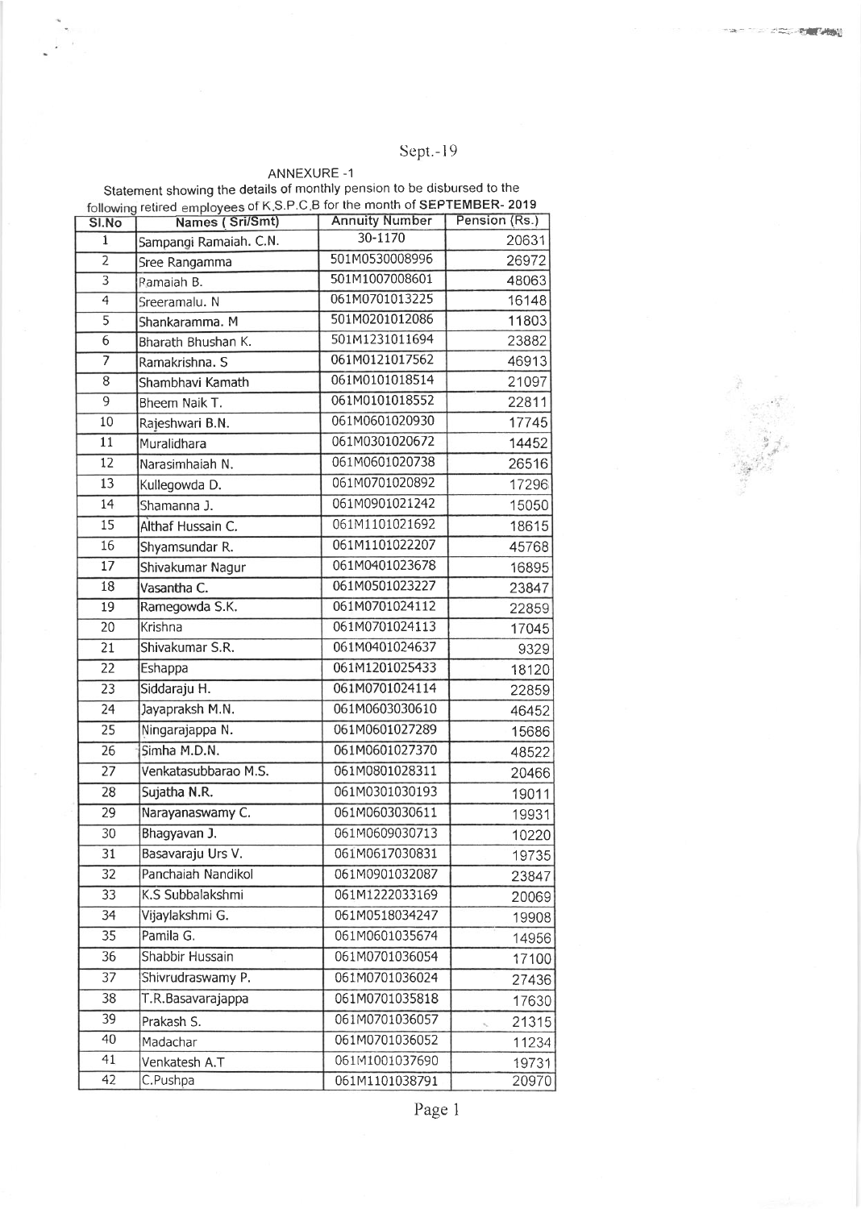Sept.-19

ANNEXURE -1

Statement showing the details of monthly pension to be disbursed to the following retired employees of K.S.P.C.B for the month of **SEPTEMBER- 2019**

| Sl.No | Names ( Sri/Smt) | Annuity Number | Pension (Rs.) |
|---|---|---|---|
| 1 | Sampangi Ramaiah. C.N. | 30-1170 | 20631 |
| 2 | Sree Rangamma | 501M0530008996 | 26972 |
| 3 | Ramaiah B. | 501M1007008601 | 48063 |
| 4 | Sreeramalu. N | 061M0701013225 | 16148 |
| 5 | Shankaramma. M | 501M0201012086 | 11803 |
| 6 | Bharath Bhushan K. | 501M1231011694 | 23882 |
| 7 | Ramakrishna. S | 061M0121017562 | 46913 |
| 8 | Shambhavi Kamath | 061M0101018514 | 21097 |
| 9 | Bheem Naik T. | 061M0101018552 | 22811 |
| 10 | Rajeshwari B.N. | 061M0601020930 | 17745 |
| 11 | Muralidhara | 061M0301020672 | 14452 |
| 12 | Narasimhaiah N. | 061M0601020738 | 26516 |
| 13 | Kullegowda D. | 061M0701020892 | 17296 |
| 14 | Shamanna J. | 061M0901021242 | 15050 |
| 15 | Althaf Hussain C. | 061M1101021692 | 18615 |
| 16 | Shyamsundar R. | 061M1101022207 | 45768 |
| 17 | Shivakumar Nagur | 061M0401023678 | 16895 |
| 18 | Vasantha C. | 061M0501023227 | 23847 |
| 19 | Ramegowda S.K. | 061M0701024112 | 22859 |
| 20 | Krishna | 061M0701024113 | 17045 |
| 21 | Shivakumar S.R. | 061M0401024637 | 9329 |
| 22 | Eshappa | 061M1201025433 | 18120 |
| 23 | Siddaraju H. | 061M0701024114 | 22859 |
| 24 | Jayapraksh M.N. | 061M0603030610 | 46452 |
| 25 | Ningarajappa N. | 061M0601027289 | 15686 |
| 26 | Simha M.D.N. | 061M0601027370 | 48522 |
| 27 | Venkatasubbarao M.S. | 061M0801028311 | 20466 |
| 28 | Sujatha N.R. | 061M0301030193 | 19011 |
| 29 | Narayanaswamy C. | 061M0603030611 | 19931 |
| 30 | Bhagyavan J. | 061M0609030713 | 10220 |
| 31 | Basavaraju Urs V. | 061M0617030831 | 19735 |
| 32 | Panchaiah Nandikol | 061M0901032087 | 23847 |
| 33 | K.S Subbalakshmi | 061M1222033169 | 20069 |
| 34 | Vijaylakshmi G. | 061M0518034247 | 19908 |
| 35 | Pamila G. | 061M0601035674 | 14956 |
| 36 | Shabbir Hussain | 061M0701036054 | 17100 |
| 37 | Shivrudraswamy P. | 061M0701036024 | 27436 |
| 38 | T.R.Basavarajappa | 061M0701035818 | 17630 |
| 39 | Prakash S. | 061M0701036057 | 21315 |
| 40 | Madachar | 061M0701036052 | 11234 |
| 41 | Venkatesh A.T | 061M1001037690 | 19731 |
| 42 | C.Pushpa | 061M1101038791 | 20970 |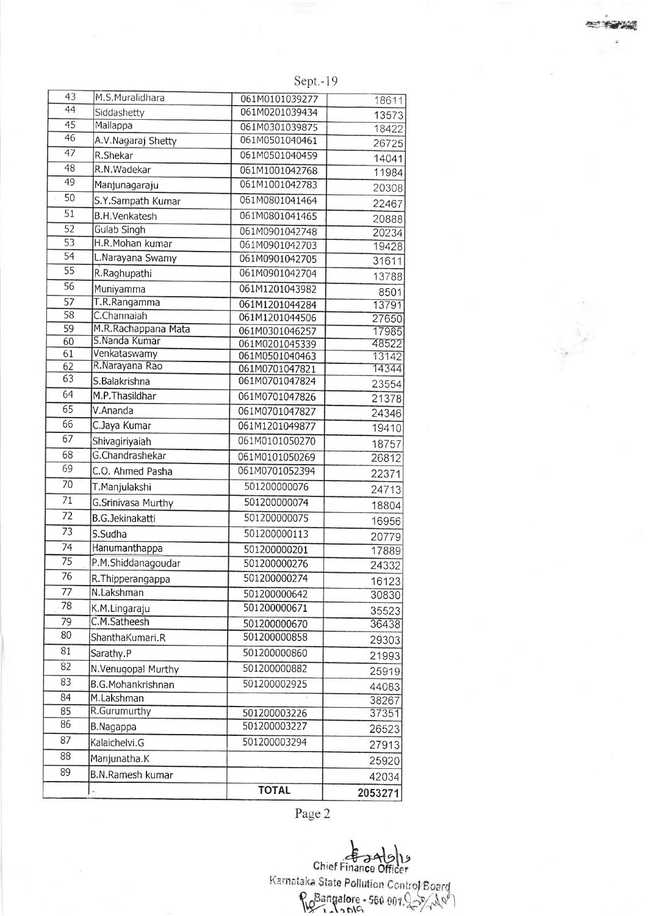Sept.-19

| | | | |
|---|---|---|---|
| 43 | M.S.Muralidhara | 061M0101039277 | 18611 |
| 44 | Siddashetty | 061M0201039434 | 13573 |
| 45 | Mallappa | 061M0301039875 | 18422 |
| 46 | A.V.Nagaraj Shetty | 061M0501040461 | 26725 |
| 47 | R.Shekar | 061M0501040459 | 14041 |
| 48 | R.N.Wadekar | 061M1001042768 | 11984 |
| 49 | Manjunagaraju | 061M1001042783 | 20308 |
| 50 | S.Y.Sampath Kumar | 061M0801041464 | 22467 |
| 51 | B.H.Venkatesh | 061M0801041465 | 20888 |
| 52 | Gulab Singh | 061M0901042748 | 20234 |
| 53 | H.R.Mohan kumar | 061M0901042703 | 19428 |
| 54 | L.Narayana Swamy | 061M0901042705 | 31611 |
| 55 | R.Raghupathi | 061M0901042704 | 13788 |
| 56 | Muniyamma | 061M1201043982 | 8501 |
| 57 | T.R.Rangamma | 061M1201044284 | 13791 |
| 58 | C.Channaiah | 061M1201044506 | 27650 |
| 59 | M.R.Rachappana Mata | 061M0301046257 | 17985 |
| 60 | S.Nanda Kumar | 061M0201045339 | 48522 |
| 61 | Venkataswamy | 061M0501040463 | 13142 |
| 62 | R.Narayana Rao | 061M0701047821 | 14344 |
| 63 | S.Balakrishna | 061M0701047824 | 23554 |
| 64 | M.P.Thasildhar | 061M0701047826 | 21378 |
| 65 | V.Ananda | 061M0701047827 | 24346 |
| 66 | C.Jaya Kumar | 061M1201049877 | 19410 |
| 67 | Shivagiriyaiah | 061M0101050270 | 18757 |
| 68 | G.Chandrashekar | 061M0101050269 | 26812 |
| 69 | C.O. Ahmed Pasha | 061M0701052394 | 22371 |
| 70 | T.Manjulakshi | 501200000076 | 24713 |
| 71 | G.Srinivasa Murthy | 501200000074 | 18804 |
| 72 | B.G.Jekinakatti | 501200000075 | 16956 |
| 73 | S.Sudha | 501200000113 | 20779 |
| 74 | Hanumanthappa | 501200000201 | 17889 |
| 75 | P.M.Shiddanagoudar | 501200000276 | 24332 |
| 76 | R.Thipperangappa | 501200000274 | 16123 |
| 77 | N.Lakshman | 501200000642 | 30830 |
| 78 | K.M.Lingaraju | 501200000671 | 35523 |
| 79 | C.M.Satheesh | 501200000670 | 36438 |
| 80 | ShanthaKumari.R | 501200000858 | 29303 |
| 81 | Sarathy.P | 501200000860 | 21993 |
| 82 | N.Venugopal Murthy | 501200000882 | 25919 |
| 83 | B.G.Mohankrishnan | 501200002925 | 44083 |
| 84 | M.Lakshman | | 38267 |
| 85 | R.Gurumurthy | 501200003226 | 37351 |
| 86 | B.Nagappa | 501200003227 | 26523 |
| 87 | Kalaichelvi.G | 501200003294 | 27913 |
| 88 | Manjunatha.K | | 25920 |
| 89 | B.N.Ramesh kumar | | 42034 |
| | | **TOTAL** | **2053271** |

Page 2

Chief Finance Officer
Karnataka State Pollution Control Board
Bangalore - 560 001.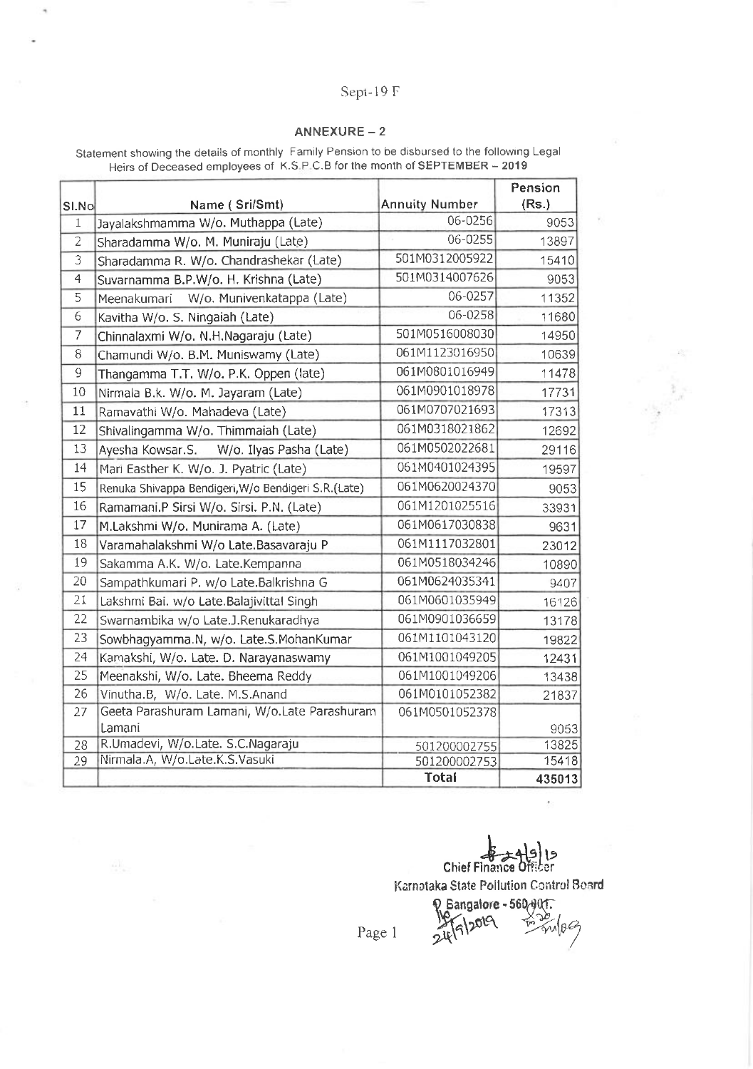Sept-19 F

## ANNEXURE – 2

Statement showing the details of monthly Family Pension to be disbursed to the following Legal Heirs of Deceased employees of K.S.P.C.B for the month of **SEPTEMBER – 2019**

| Sl.No | Name ( Sri/Smt) | Annuity Number | Pension (Rs.) |
|---|---|---|---|
| 1 | Jayalakshmamma W/o. Muthappa (Late) | 06-0256 | 9053 |
| 2 | Sharadamma W/o. M. Muniraju (Late) | 06-0255 | 13897 |
| 3 | Sharadamma R. W/o. Chandrashekar (Late) | 501M0312005922 | 15410 |
| 4 | Suvarnamma B.P.W/o. H. Krishna (Late) | 501M0314007626 | 9053 |
| 5 | Meenakumari W/o. Munivenkatappa (Late) | 06-0257 | 11352 |
| 6 | Kavitha W/o. S. Ningaiah (Late) | 06-0258 | 11680 |
| 7 | Chinnalaxmi W/o. N.H.Nagaraju (Late) | 501M0516008030 | 14950 |
| 8 | Chamundi W/o. B.M. Muniswamy (Late) | 061M1123016950 | 10639 |
| 9 | Thangamma T.T. W/o. P.K. Oppen (late) | 061M0801016949 | 11478 |
| 10 | Nirmala B.k. W/o. M. Jayaram (Late) | 061M0901018978 | 17731 |
| 11 | Ramavathi W/o. Mahadeva (Late) | 061M0707021693 | 17313 |
| 12 | Shivalingamma W/o. Thimmaiah (Late) | 061M0318021862 | 12692 |
| 13 | Ayesha Kowsar.S. W/o. Ilyas Pasha (Late) | 061M0502022681 | 29116 |
| 14 | Mari Easther K. W/o. J. Pyatric (Late) | 061M0401024395 | 19597 |
| 15 | Renuka Shivappa Bendigeri,W/o Bendigeri S.R.(Late) | 061M0620024370 | 9053 |
| 16 | Ramamani.P Sirsi W/o. Sirsi. P.N. (Late) | 061M1201025516 | 33931 |
| 17 | M.Lakshmi W/o. Munirama A. (Late) | 061M0617030838 | 9631 |
| 18 | Varamahalakshmi W/o Late.Basavaraju P | 061M1117032801 | 23012 |
| 19 | Sakamma A.K. W/o. Late.Kempanna | 061M0518034246 | 10890 |
| 20 | Sampathkumari P. w/o Late.Balkrishna G | 061M0624035341 | 9407 |
| 21 | Lakshmi Bai. w/o Late.Balajivittal Singh | 061M0601035949 | 16126 |
| 22 | Swarnambika w/o Late.J.Renukaradhya | 061M0901036659 | 13178 |
| 23 | Sowbhagyamma.N, w/o. Late.S.MohanKumar | 061M1101043120 | 19822 |
| 24 | Kamakshi, W/o. Late. D. Narayanaswamy | 061M1001049205 | 12431 |
| 25 | Meenakshi, W/o. Late. Bheema Reddy | 061M1001049206 | 13438 |
| 26 | Vinutha.B, W/o. Late. M.S.Anand | 061M0101052382 | 21837 |
| 27 | Geeta Parashuram Lamani, W/o.Late Parashuram Lamani | 061M0501052378 | 9053 |
| 28 | R.Umadevi, W/o.Late. S.C.Nagaraju | 501200002755 | 13825 |
| 29 | Nirmala.A, W/o.Late.K.S.Vasuki | 501200002753 | 15418 |
| | | **Total** | **435013** |

Chief Finance Officer
Karnataka State Pollution Control Board
Bangalore - 560 001.
24/9/2019